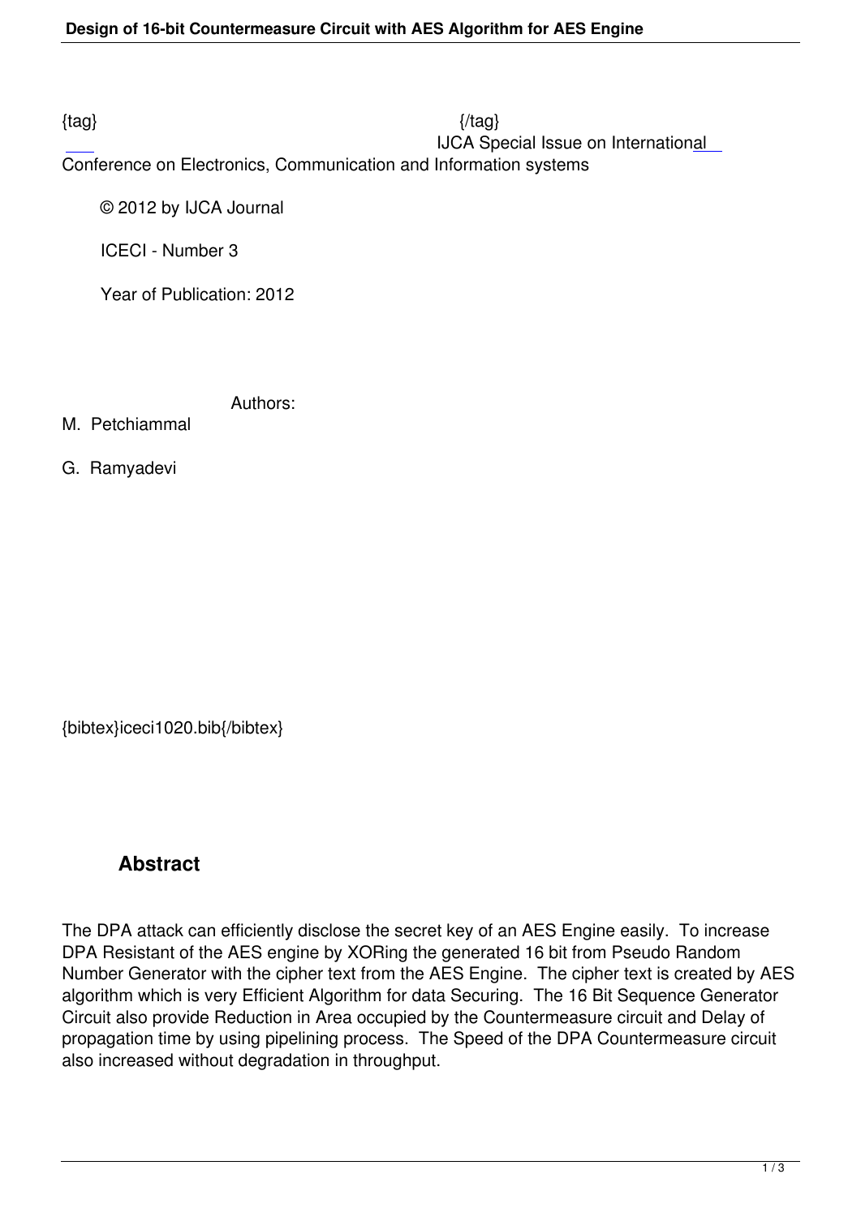{tag} {/tag}

IJCA Special Issue on International Conference on Electronics, Communication and Information systems

© 2012 by IJCA Journal

ICECI - Number 3

Year of Publication: 2012

Authors:

M. Petchiammal

G. Ramyadevi

{bibtex}iceci1020.bib{/bibtex}

## Abstract

The DPA attack can efficiently disclose the secret key of an AES Engine easily. To increase DPA Resistant of the AES engine by XORing the generated 16 bit from Pseudo Random Number Generator with the cipher text from the AES Engine. The cipher text is created by AES algorithm which is very Efficient Algorithm for data Securing. The 16 Bit Sequence Generator Circuit also provide Reduction in Area occupied by the Countermeasure circuit and Delay of propagation time by using pipelining process. The Speed of the DPA Countermeasure circuit also increased without degradation in throughput.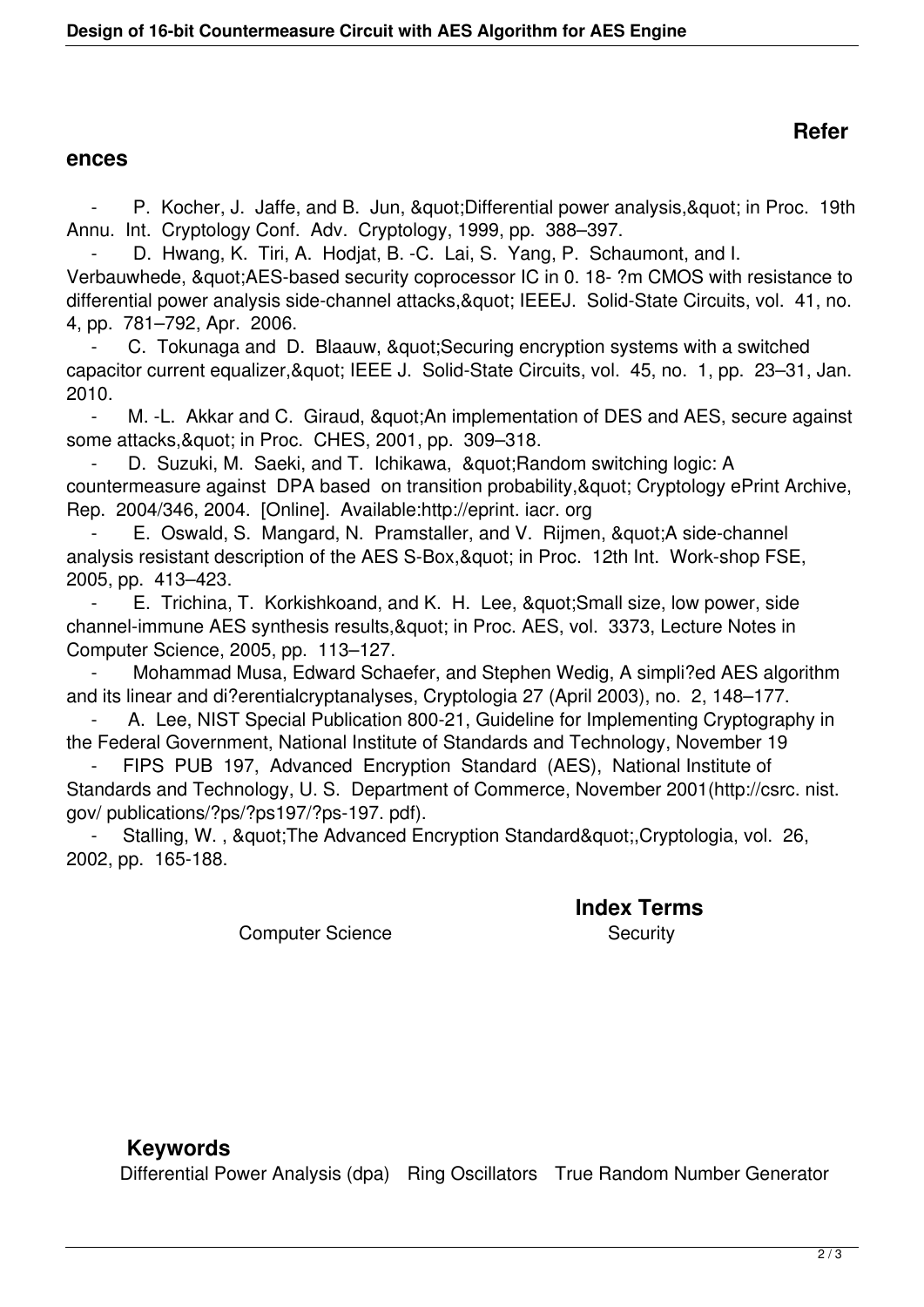## References

- P. Kocher, J. Jaffe, and B. Jun, &quot;Differential power analysis,&quot; in Proc. 19th Annu. Int. Cryptology Conf. Adv. Cryptology, 1999, pp. 388–397.
- D. Hwang, K. Tiri, A. Hodjat, B. -C. Lai, S. Yang, P. Schaumont, and I. Verbauwhede, &quot;AES-based security coprocessor IC in 0. 18- ?m CMOS with resistance to differential power analysis side-channel attacks,&quot; IEEEJ. Solid-State Circuits, vol. 41, no. 4, pp. 781–792, Apr. 2006.
- C. Tokunaga and D. Blaauw, &quot;Securing encryption systems with a switched capacitor current equalizer,&quot; IEEE J. Solid-State Circuits, vol. 45, no. 1, pp. 23–31, Jan. 2010.
- M. -L. Akkar and C. Giraud, &quot;An implementation of DES and AES, secure against some attacks,&quot; in Proc. CHES, 2001, pp. 309–318.
- D. Suzuki, M. Saeki, and T. Ichikawa, &quot;Random switching logic: A countermeasure against DPA based on transition probability,&quot; Cryptology ePrint Archive, Rep. 2004/346, 2004. [Online]. Available:http://eprint. iacr. org
- E. Oswald, S. Mangard, N. Pramstaller, and V. Rijmen, &quot;A side-channel analysis resistant description of the AES S-Box,&quot; in Proc. 12th Int. Work-shop FSE, 2005, pp. 413–423.
- E. Trichina, T. Korkishkoand, and K. H. Lee, &quot;Small size, low power, side channel-immune AES synthesis results,&quot; in Proc. AES, vol. 3373, Lecture Notes in Computer Science, 2005, pp. 113–127.
- Mohammad Musa, Edward Schaefer, and Stephen Wedig, A simpli?ed AES algorithm and its linear and di?erentialcryptanalyses, Cryptologia 27 (April 2003), no. 2, 148–177.
- A. Lee, NIST Special Publication 800-21, Guideline for Implementing Cryptography in the Federal Government, National Institute of Standards and Technology, November 19
- FIPS PUB 197, Advanced Encryption Standard (AES), National Institute of Standards and Technology, U. S. Department of Commerce, November 2001(http://csrc. nist. gov/ publications/?ps/?ps197/?ps-197. pdf).
- Stalling, W. , &quot;The Advanced Encryption Standard&quot;,Cryptologia, vol. 26, 2002, pp. 165-188.

## Index Terms

Computer Science Security

## Keywords

Differential Power Analysis (dpa) Ring Oscillators True Random Number Generator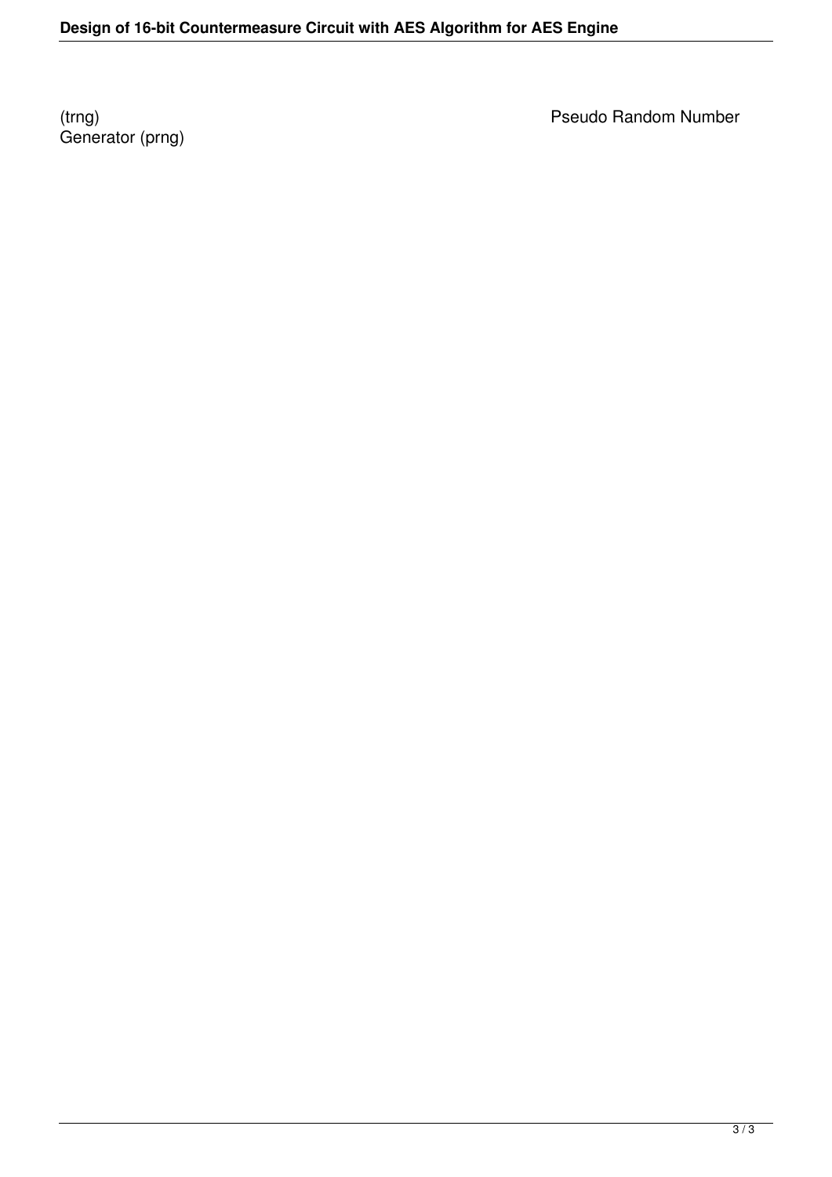(trng) Pseudo Random Number Generator (prng)